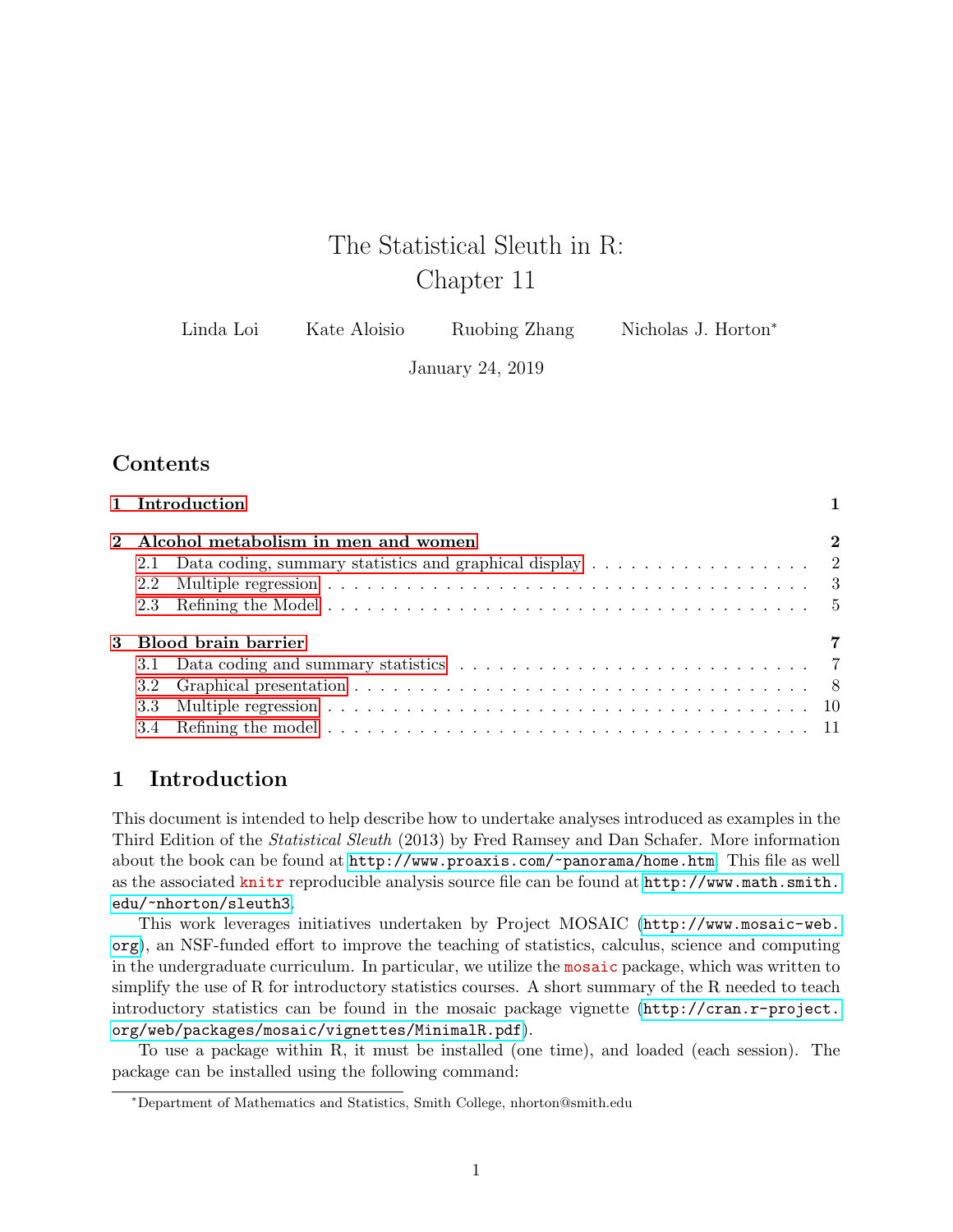# The Statistical Sleuth in R: Chapter 11

Linda Loi  Kate Aloisio  Ruobing Zhang  Nicholas J. Horton[*]

January 24, 2019

## Contents

- 1 Introduction — 1
- 2 Alcohol metabolism in men and women — 2
  - 2.1 Data coding, summary statistics and graphical display — 2
  - 2.2 Multiple regression — 3
  - 2.3 Refining the Model — 5
- 3 Blood brain barrier — 7
  - 3.1 Data coding and summary statistics — 7
  - 3.2 Graphical presentation — 8
  - 3.3 Multiple regression — 10
  - 3.4 Refining the model — 11

## 1 Introduction

This document is intended to help describe how to undertake analyses introduced as examples in the Third Edition of the *Statistical Sleuth* (2013) by Fred Ramsey and Dan Schafer. More information about the book can be found at `http://www.proaxis.com/~panorama/home.htm`. This file as well as the associated `knitr` reproducible analysis source file can be found at `http://www.math.smith.edu/~nhorton/sleuth3`.

This work leverages initiatives undertaken by Project MOSAIC (`http://www.mosaic-web.org`), an NSF-funded effort to improve the teaching of statistics, calculus, science and computing in the undergraduate curriculum. In particular, we utilize the `mosaic` package, which was written to simplify the use of R for introductory statistics courses. A short summary of the R needed to teach introductory statistics can be found in the mosaic package vignette (`http://cran.r-project.org/web/packages/mosaic/vignettes/MinimalR.pdf`).

To use a package within R, it must be installed (one time), and loaded (each session). The package can be installed using the following command:

[*] Department of Mathematics and Statistics, Smith College, nhorton@smith.edu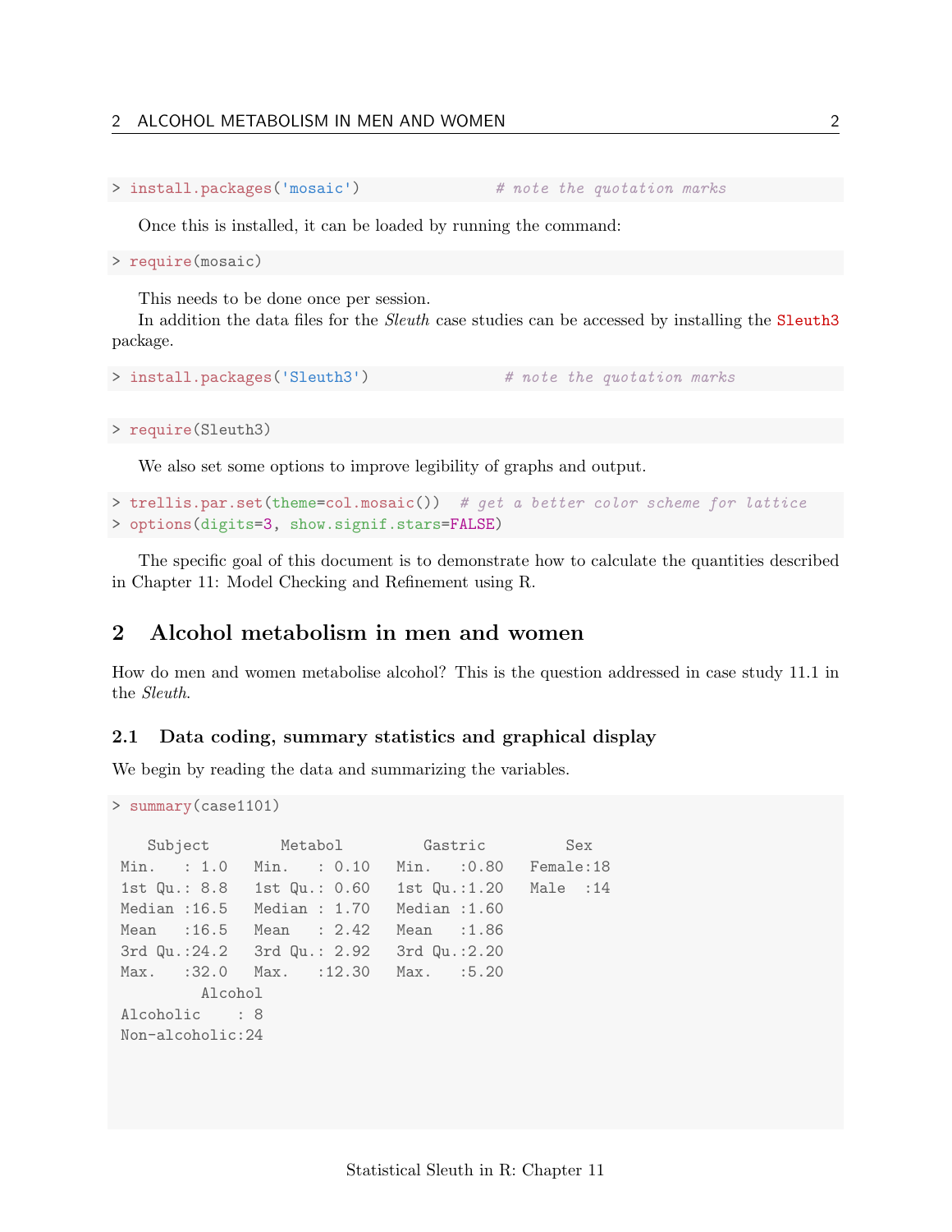```
> install.packages('mosaic')               # note the quotation marks
```

Once this is installed, it can be loaded by running the command:

```
> require(mosaic)
```

This needs to be done once per session.

In addition the data files for the *Sleuth* case studies can be accessed by installing the Sleuth3 package.

```
> install.packages('Sleuth3')               # note the quotation marks
```

```
> require(Sleuth3)
```

We also set some options to improve legibility of graphs and output.

```
> trellis.par.set(theme=col.mosaic())  # get a better color scheme for lattice
> options(digits=3, show.signif.stars=FALSE)
```

The specific goal of this document is to demonstrate how to calculate the quantities described in Chapter 11: Model Checking and Refinement using R.

## 2 Alcohol metabolism in men and women

How do men and women metabolise alcohol? This is the question addressed in case study 11.1 in the *Sleuth*.

### 2.1 Data coding, summary statistics and graphical display

We begin by reading the data and summarizing the variables.

```
> summary(case1101)

    Subject         Metabol          Gastric          Sex    
 Min.   : 1.0   Min.   : 0.10   Min.   :0.80   Female:18  
 1st Qu.: 8.8   1st Qu.: 0.60   1st Qu.:1.20   Male  :14  
 Median :16.5   Median : 1.70   Median :1.60              
 Mean   :16.5   Mean   : 2.42   Mean   :1.86              
 3rd Qu.:24.2   3rd Qu.: 2.92   3rd Qu.:2.20              
 Max.   :32.0   Max.   :12.30   Max.   :5.20              
         Alcohol  
 Alcoholic    : 8  
 Non-alcoholic:24  
```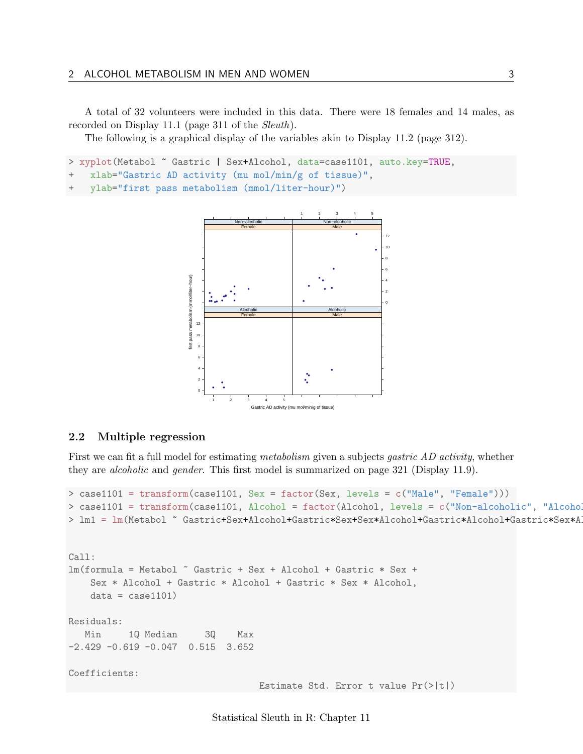A total of 32 volunteers were included in this data. There were 18 females and 14 males, as recorded on Display 11.1 (page 311 of the *Sleuth*).

The following is a graphical display of the variables akin to Display 11.2 (page 312).

```
> xyplot(Metabol ~ Gastric | Sex+Alcohol, data=case1101, auto.key=TRUE,
+   xlab="Gastric AD activity (mu mol/min/g of tissue)",
+   ylab="first pass metabolism (mmol/liter-hour)")
```

## 2.2 Multiple regression

First we can fit a full model for estimating *metabolism* given a subjects *gastric AD activity*, whether they are *alcoholic* and *gender*. This first model is summarized on page 321 (Display 11.9).

```
> case1101 = transform(case1101, Sex = factor(Sex, levels = c("Male", "Female")))
> case1101 = transform(case1101, Alcohol = factor(Alcohol, levels = c("Non-alcoholic", "Alcohol
> lm1 = lm(Metabol ~ Gastric+Sex+Alcohol+Gastric*Sex+Sex*Alcohol+Gastric*Alcohol+Gastric*Sex*Al


Call:
lm(formula = Metabol ~ Gastric + Sex + Alcohol + Gastric * Sex +
    Sex * Alcohol + Gastric * Alcohol + Gastric * Sex * Alcohol,
    data = case1101)

Residuals:
   Min     1Q Median     3Q    Max
-2.429 -0.619 -0.047  0.515  3.652

Coefficients:
                                  Estimate Std. Error t value Pr(>|t|)
```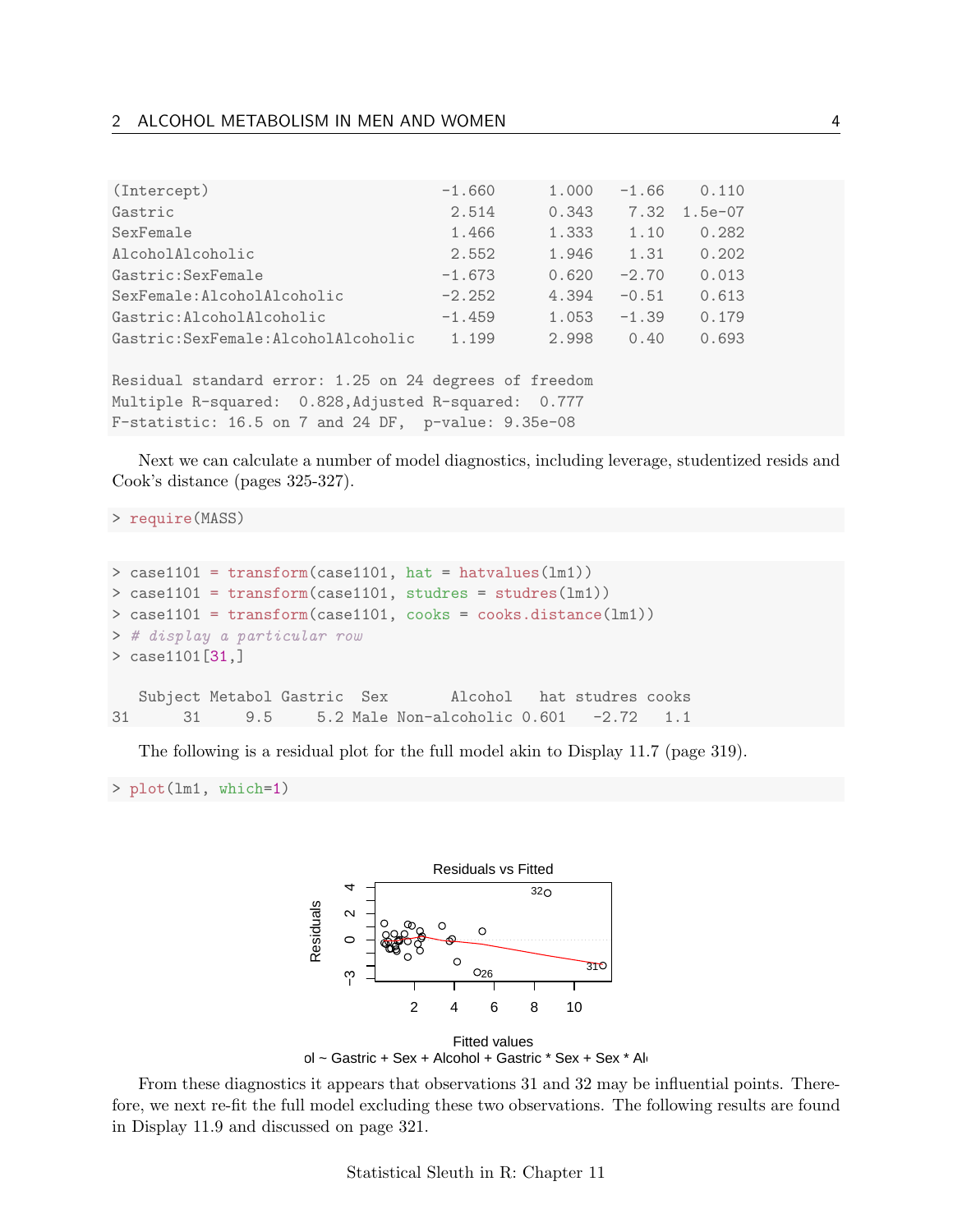```
(Intercept)                          -1.660      1.000   -1.66    0.110
Gastric                               2.514      0.343    7.32  1.5e-07
SexFemale                             1.466      1.333    1.10    0.282
AlcoholAlcoholic                      2.552      1.946    1.31    0.202
Gastric:SexFemale                    -1.673      0.620   -2.70    0.013
SexFemale:AlcoholAlcoholic           -2.252      4.394   -0.51    0.613
Gastric:AlcoholAlcoholic             -1.459      1.053   -1.39    0.179
Gastric:SexFemale:AlcoholAlcoholic    1.199      2.998    0.40    0.693

Residual standard error: 1.25 on 24 degrees of freedom
Multiple R-squared:  0.828,Adjusted R-squared:  0.777
F-statistic: 16.5 on 7 and 24 DF,  p-value: 9.35e-08
```

Next we can calculate a number of model diagnostics, including leverage, studentized resids and Cook's distance (pages 325-327).

```
> require(MASS)
```

```
> case1101 = transform(case1101, hat = hatvalues(lm1))
> case1101 = transform(case1101, studres = studres(lm1))
> case1101 = transform(case1101, cooks = cooks.distance(lm1))
> # display a particular row
> case1101[31,]

   Subject Metabol Gastric  Sex       Alcohol   hat studres cooks
31      31     9.5     5.2 Male Non-alcoholic 0.601   -2.72   1.1
```

The following is a residual plot for the full model akin to Display 11.7 (page 319).

```
> plot(lm1, which=1)
```

From these diagnostics it appears that observations 31 and 32 may be influential points. Therefore, we next re-fit the full model excluding these two observations. The following results are found in Display 11.9 and discussed on page 321.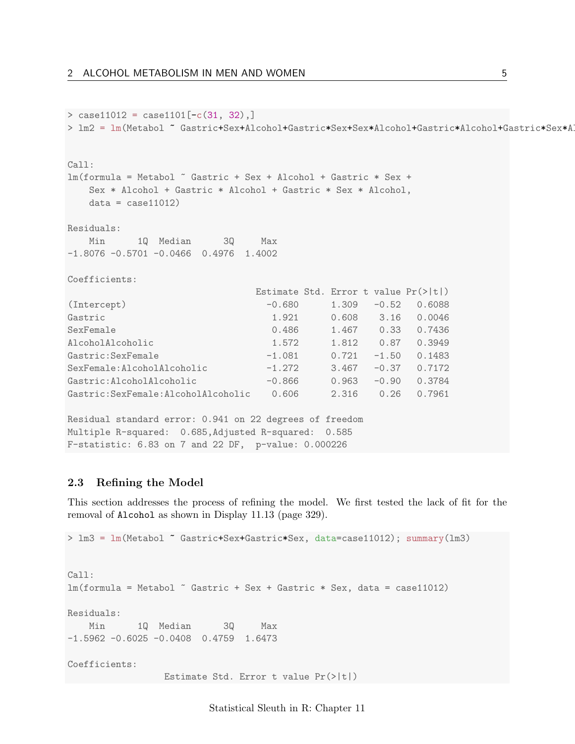```
> case11012 = case1101[-c(31, 32),]
> lm2 = lm(Metabol ~ Gastric+Sex+Alcohol+Gastric*Sex+Sex*Alcohol+Gastric*Alcohol+Gastric*Sex*Al


Call:
lm(formula = Metabol ~ Gastric + Sex + Alcohol + Gastric * Sex +
    Sex * Alcohol + Gastric * Alcohol + Gastric * Sex * Alcohol,
    data = case11012)

Residuals:
    Min      1Q  Median      3Q     Max
-1.8076 -0.5701 -0.0466  0.4976  1.4002

Coefficients:
                                   Estimate Std. Error t value Pr(>|t|)
(Intercept)                          -0.680      1.309   -0.52   0.6088
Gastric                               1.921      0.608    3.16   0.0046
SexFemale                             0.486      1.467    0.33   0.7436
AlcoholAlcoholic                      1.572      1.812    0.87   0.3949
Gastric:SexFemale                    -1.081      0.721   -1.50   0.1483
SexFemale:AlcoholAlcoholic           -1.272      3.467   -0.37   0.7172
Gastric:AlcoholAlcoholic             -0.866      0.963   -0.90   0.3784
Gastric:SexFemale:AlcoholAlcoholic    0.606      2.316    0.26   0.7961

Residual standard error: 0.941 on 22 degrees of freedom
Multiple R-squared:  0.685,Adjusted R-squared:  0.585
F-statistic: 6.83 on 7 and 22 DF,  p-value: 0.000226
```

### 2.3 Refining the Model

This section addresses the process of refining the model. We first tested the lack of fit for the removal of `Alcohol` as shown in Display 11.13 (page 329).

```
> lm3 = lm(Metabol ~ Gastric+Sex+Gastric*Sex, data=case11012); summary(lm3)


Call:
lm(formula = Metabol ~ Gastric + Sex + Gastric * Sex, data = case11012)

Residuals:
    Min      1Q  Median      3Q     Max
-1.5962 -0.6025 -0.0408  0.4759  1.6473

Coefficients:
                  Estimate Std. Error t value Pr(>|t|)
```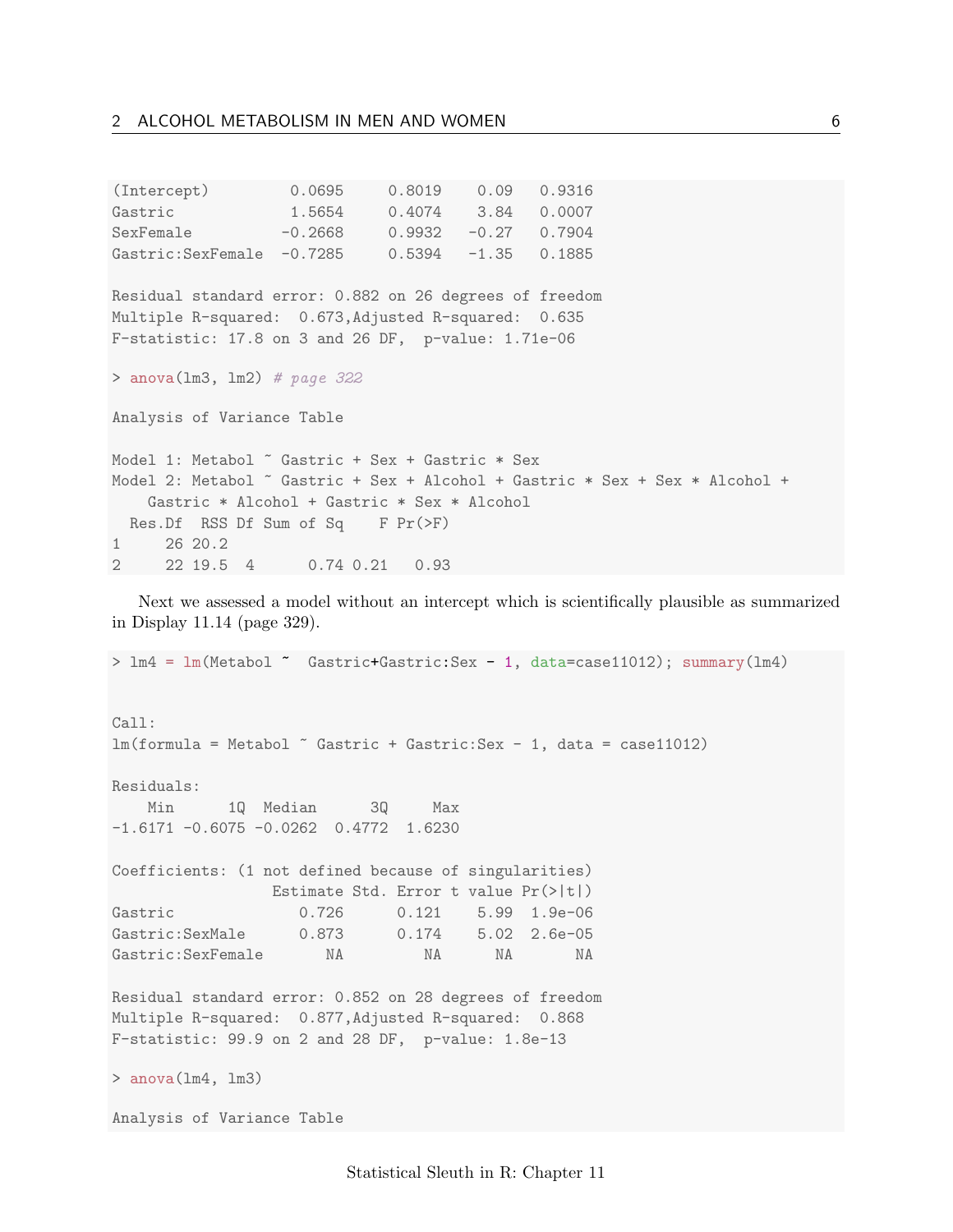```
(Intercept)          0.0695     0.8019    0.09   0.9316
Gastric              1.5654     0.4074    3.84   0.0007
SexFemale           -0.2668     0.9932   -0.27   0.7904
Gastric:SexFemale   -0.7285     0.5394   -1.35   0.1885

Residual standard error: 0.882 on 26 degrees of freedom
Multiple R-squared:  0.673,Adjusted R-squared:  0.635
F-statistic: 17.8 on 3 and 26 DF,  p-value: 1.71e-06

> anova(lm3, lm2) # page 322

Analysis of Variance Table

Model 1: Metabol ~ Gastric + Sex + Gastric * Sex
Model 2: Metabol ~ Gastric + Sex + Alcohol + Gastric * Sex + Sex * Alcohol +
    Gastric * Alcohol + Gastric * Sex * Alcohol
  Res.Df  RSS Df Sum of Sq    F Pr(>F)
1     26 20.2
2     22 19.5  4      0.74 0.21   0.93
```

Next we assessed a model without an intercept which is scientifically plausible as summarized in Display 11.14 (page 329).

```
> lm4 = lm(Metabol ~  Gastric+Gastric:Sex - 1, data=case11012); summary(lm4)


Call:
lm(formula = Metabol ~ Gastric + Gastric:Sex - 1, data = case11012)

Residuals:
    Min      1Q  Median      3Q     Max
-1.6171 -0.6075 -0.0262  0.4772  1.6230

Coefficients: (1 not defined because of singularities)
                  Estimate Std. Error t value Pr(>|t|)
Gastric              0.726      0.121    5.99  1.9e-06
Gastric:SexMale      0.873      0.174    5.02  2.6e-05
Gastric:SexFemale       NA         NA      NA       NA

Residual standard error: 0.852 on 28 degrees of freedom
Multiple R-squared:  0.877,Adjusted R-squared:  0.868
F-statistic: 99.9 on 2 and 28 DF,  p-value: 1.8e-13

> anova(lm4, lm3)

Analysis of Variance Table
```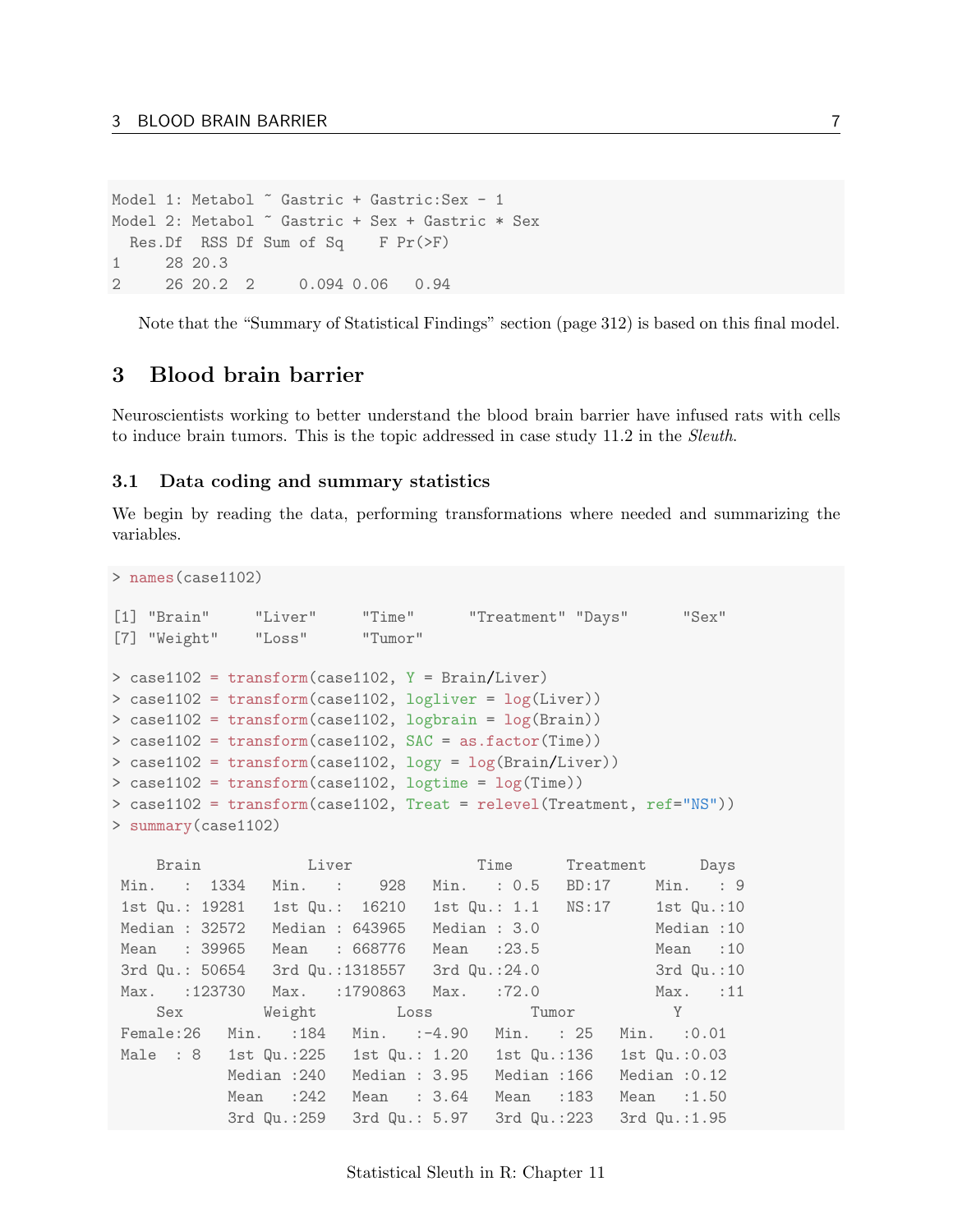```
Model 1: Metabol ~ Gastric + Gastric:Sex - 1
Model 2: Metabol ~ Gastric + Sex + Gastric * Sex
  Res.Df  RSS Df Sum of Sq    F Pr(>F)
1     28 20.3
2     26 20.2  2     0.094 0.06   0.94
```

Note that the "Summary of Statistical Findings" section (page 312) is based on this final model.

# 3 Blood brain barrier

Neuroscientists working to better understand the blood brain barrier have infused rats with cells to induce brain tumors. This is the topic addressed in case study 11.2 in the *Sleuth*.

## 3.1 Data coding and summary statistics

We begin by reading the data, performing transformations where needed and summarizing the variables.

```
> names(case1102)

[1] "Brain"     "Liver"     "Time"      "Treatment" "Days"      "Sex"
[7] "Weight"    "Loss"      "Tumor"

> case1102 = transform(case1102, Y = Brain/Liver)
> case1102 = transform(case1102, logliver = log(Liver))
> case1102 = transform(case1102, logbrain = log(Brain))
> case1102 = transform(case1102, SAC = as.factor(Time))
> case1102 = transform(case1102, logy = log(Brain/Liver))
> case1102 = transform(case1102, logtime = log(Time))
> case1102 = transform(case1102, Treat = relevel(Treatment, ref="NS"))
> summary(case1102)

     Brain            Liver              Time      Treatment      Days
 Min.   :  1334   Min.   :    928   Min.   : 0.5   BD:17     Min.   : 9
 1st Qu.: 19281   1st Qu.:  16210   1st Qu.: 1.1   NS:17     1st Qu.:10
 Median : 32572   Median : 643965   Median : 3.0             Median :10
 Mean   : 39965   Mean   : 668776   Mean   :23.5             Mean   :10
 3rd Qu.: 50654   3rd Qu.:1318557   3rd Qu.:24.0             3rd Qu.:10
 Max.   :123730   Max.   :1790863   Max.   :72.0             Max.   :11
     Sex         Weight         Loss           Tumor            Y
 Female:26   Min.   :184   Min.   :-4.90   Min.   : 25   Min.   :0.01
 Male  : 8   1st Qu.:225   1st Qu.: 1.20   1st Qu.:136   1st Qu.:0.03
             Median :240   Median : 3.95   Median :166   Median :0.12
             Mean   :242   Mean   : 3.64   Mean   :183   Mean   :1.50
             3rd Qu.:259   3rd Qu.: 5.97   3rd Qu.:223   3rd Qu.:1.95
```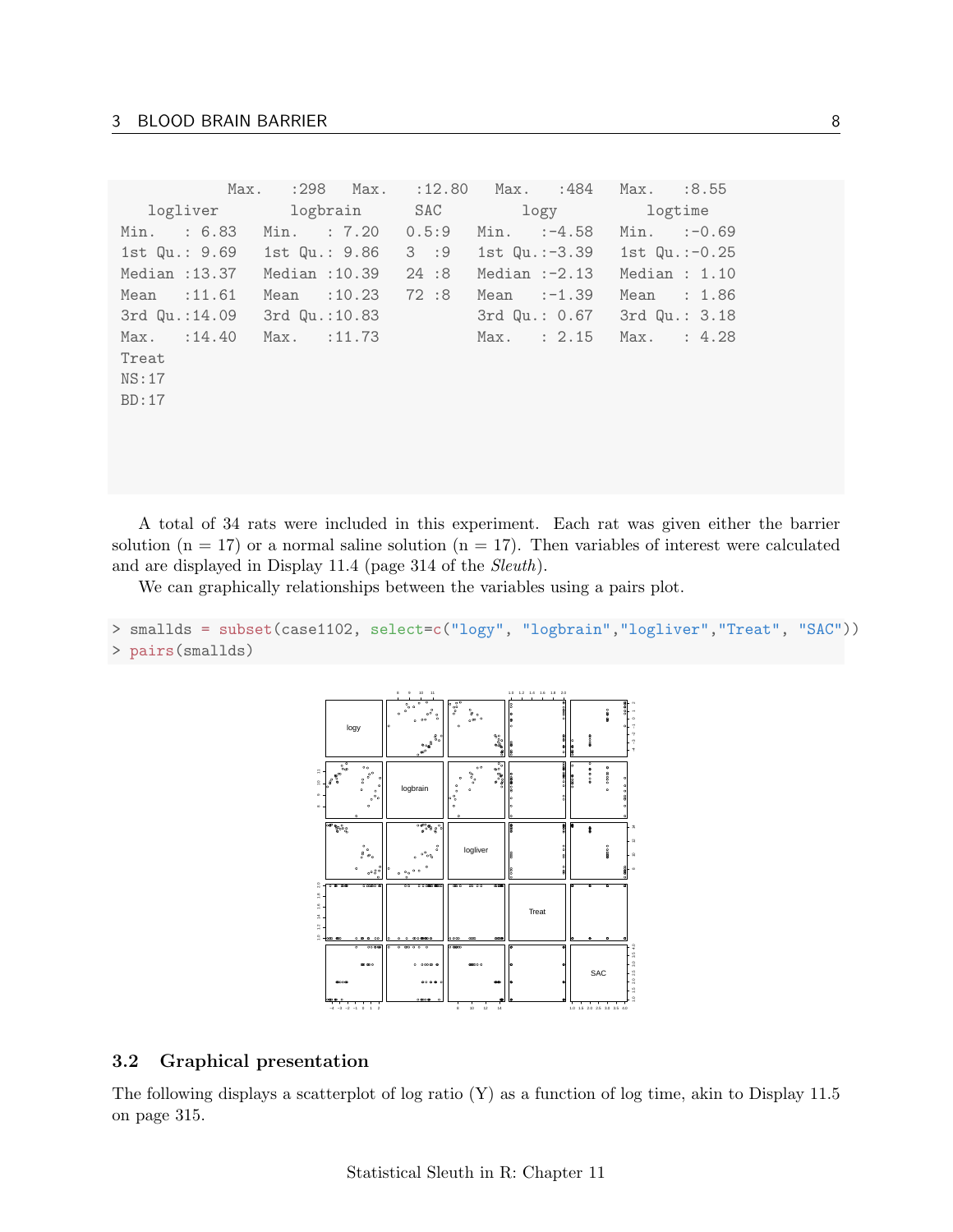```
            Max.   :298   Max.   :12.80   Max.   :484   Max.   :8.55
    logliver       logbrain       SAC         logy          logtime
 Min.   : 6.83   Min.   : 7.20   0.5:9   Min.   :-4.58   Min.   :-0.69
 1st Qu.: 9.69   1st Qu.: 9.86   3  :9   1st Qu.:-3.39   1st Qu.:-0.25
 Median :13.37   Median :10.39   24 :8   Median :-2.13   Median : 1.10
 Mean   :11.61   Mean   :10.23   72 :8   Mean   :-1.39   Mean   : 1.86
 3rd Qu.:14.09   3rd Qu.:10.83           3rd Qu.: 0.67   3rd Qu.: 3.18
 Max.   :14.40   Max.   :11.73           Max.   : 2.15   Max.   : 4.28
 Treat
 NS:17
 BD:17
```

A total of 34 rats were included in this experiment. Each rat was given either the barrier solution (n = 17) or a normal saline solution (n = 17). Then variables of interest were calculated and are displayed in Display 11.4 (page 314 of the *Sleuth*).

We can graphically relationships between the variables using a pairs plot.

```
> smallds = subset(case1102, select=c("logy", "logbrain","logliver","Treat", "SAC"))
> pairs(smallds)
```

## 3.2 Graphical presentation

The following displays a scatterplot of log ratio (Y) as a function of log time, akin to Display 11.5 on page 315.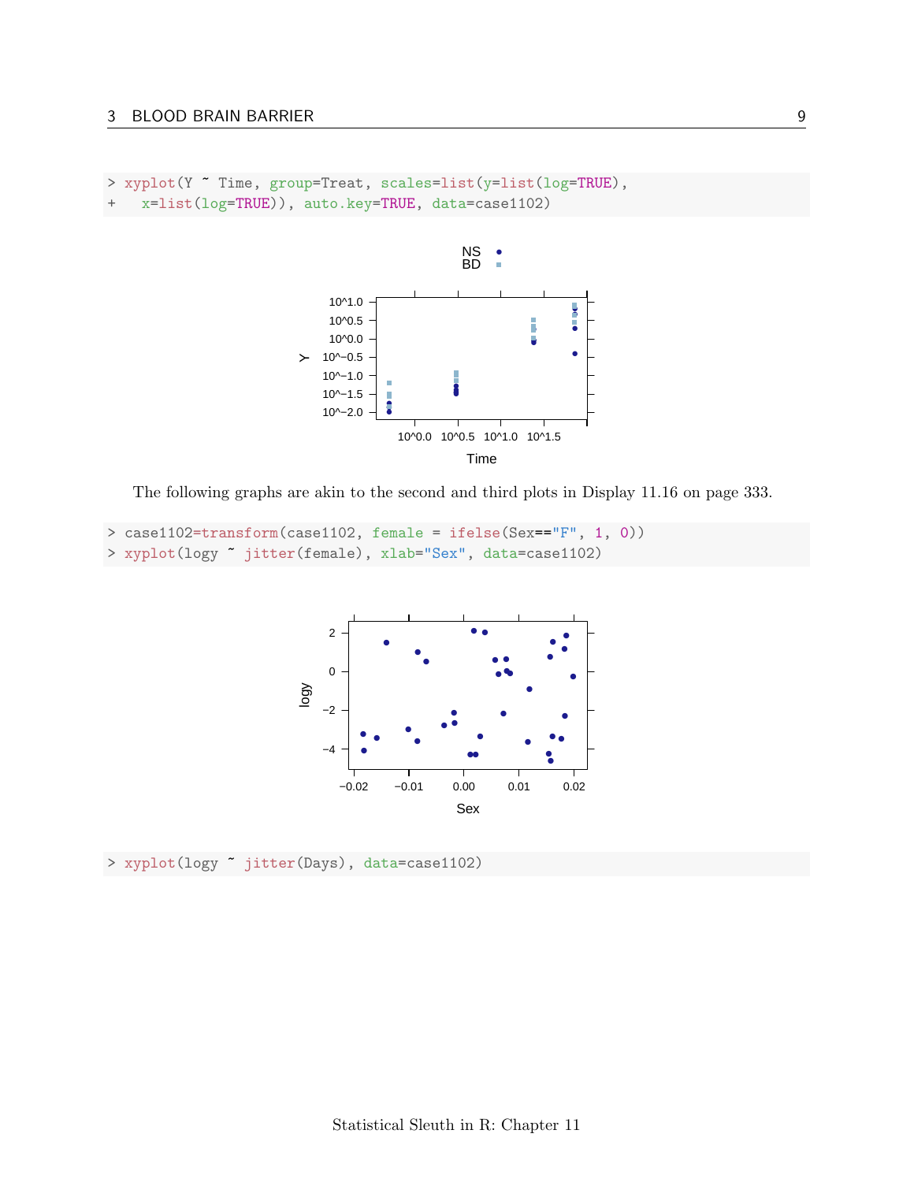```
> xyplot(Y ~ Time, group=Treat, scales=list(y=list(log=TRUE),
+   x=list(log=TRUE)), auto.key=TRUE, data=case1102)
```

The following graphs are akin to the second and third plots in Display 11.16 on page 333.

```
> case1102=transform(case1102, female = ifelse(Sex=="F", 1, 0))
> xyplot(logy ~ jitter(female), xlab="Sex", data=case1102)
```

```
> xyplot(logy ~ jitter(Days), data=case1102)
```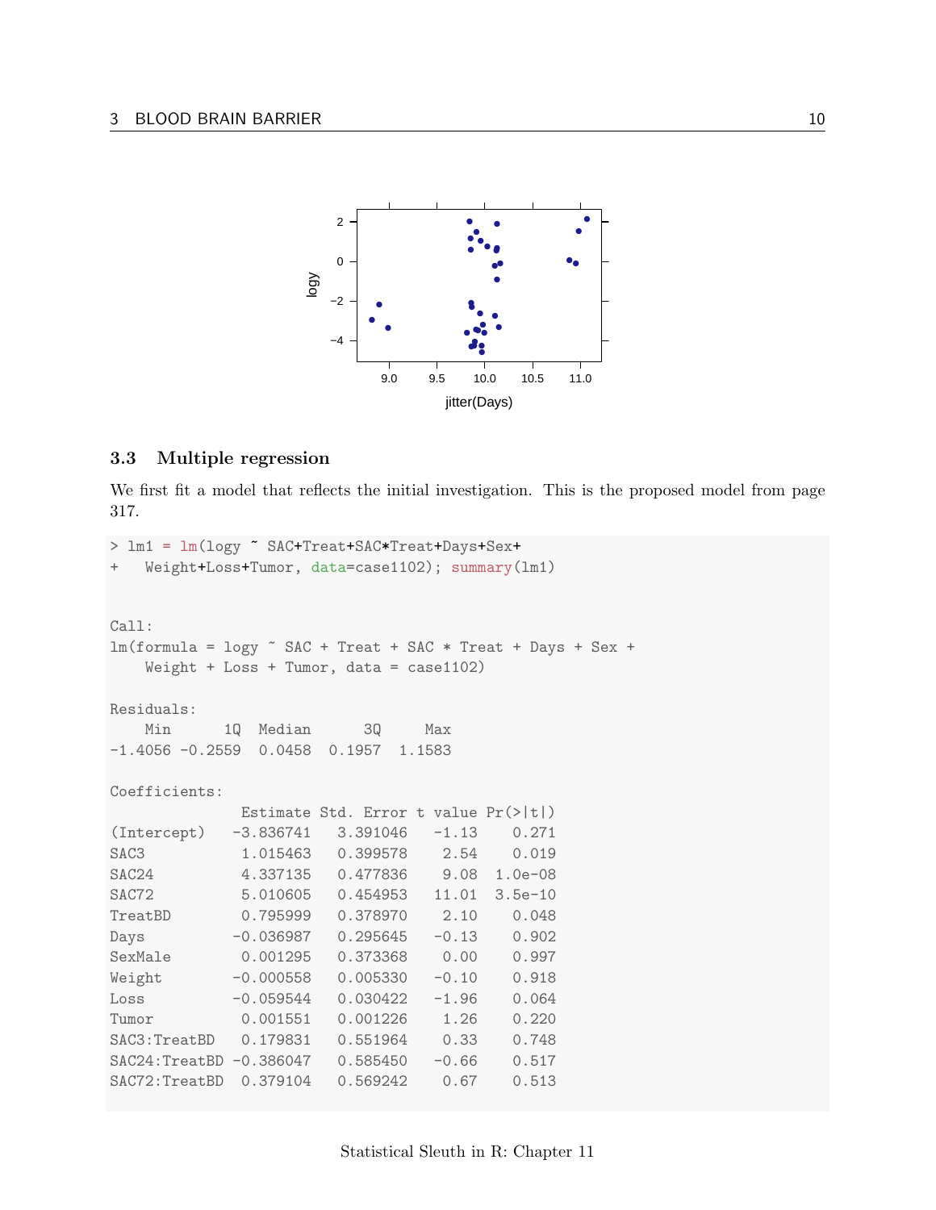### 3.3 Multiple regression

We first fit a model that reflects the initial investigation. This is the proposed model from page 317.

```
> lm1 = lm(logy ~ SAC+Treat+SAC*Treat+Days+Sex+
+   Weight+Loss+Tumor, data=case1102); summary(lm1)


Call:
lm(formula = logy ~ SAC + Treat + SAC * Treat + Days + Sex +
    Weight + Loss + Tumor, data = case1102)

Residuals:
    Min      1Q  Median      3Q     Max
-1.4056 -0.2559  0.0458  0.1957  1.1583

Coefficients:
               Estimate Std. Error t value Pr(>|t|)
(Intercept)   -3.836741   3.391046   -1.13    0.271
SAC3           1.015463   0.399578    2.54    0.019
SAC24          4.337135   0.477836    9.08  1.0e-08
SAC72          5.010605   0.454953   11.01  3.5e-10
TreatBD        0.795999   0.378970    2.10    0.048
Days          -0.036987   0.295645   -0.13    0.902
SexMale        0.001295   0.373368    0.00    0.997
Weight        -0.000558   0.005330   -0.10    0.918
Loss          -0.059544   0.030422   -1.96    0.064
Tumor          0.001551   0.001226    1.26    0.220
SAC3:TreatBD   0.179831   0.551964    0.33    0.748
SAC24:TreatBD -0.386047   0.585450   -0.66    0.517
SAC72:TreatBD  0.379104   0.569242    0.67    0.513
```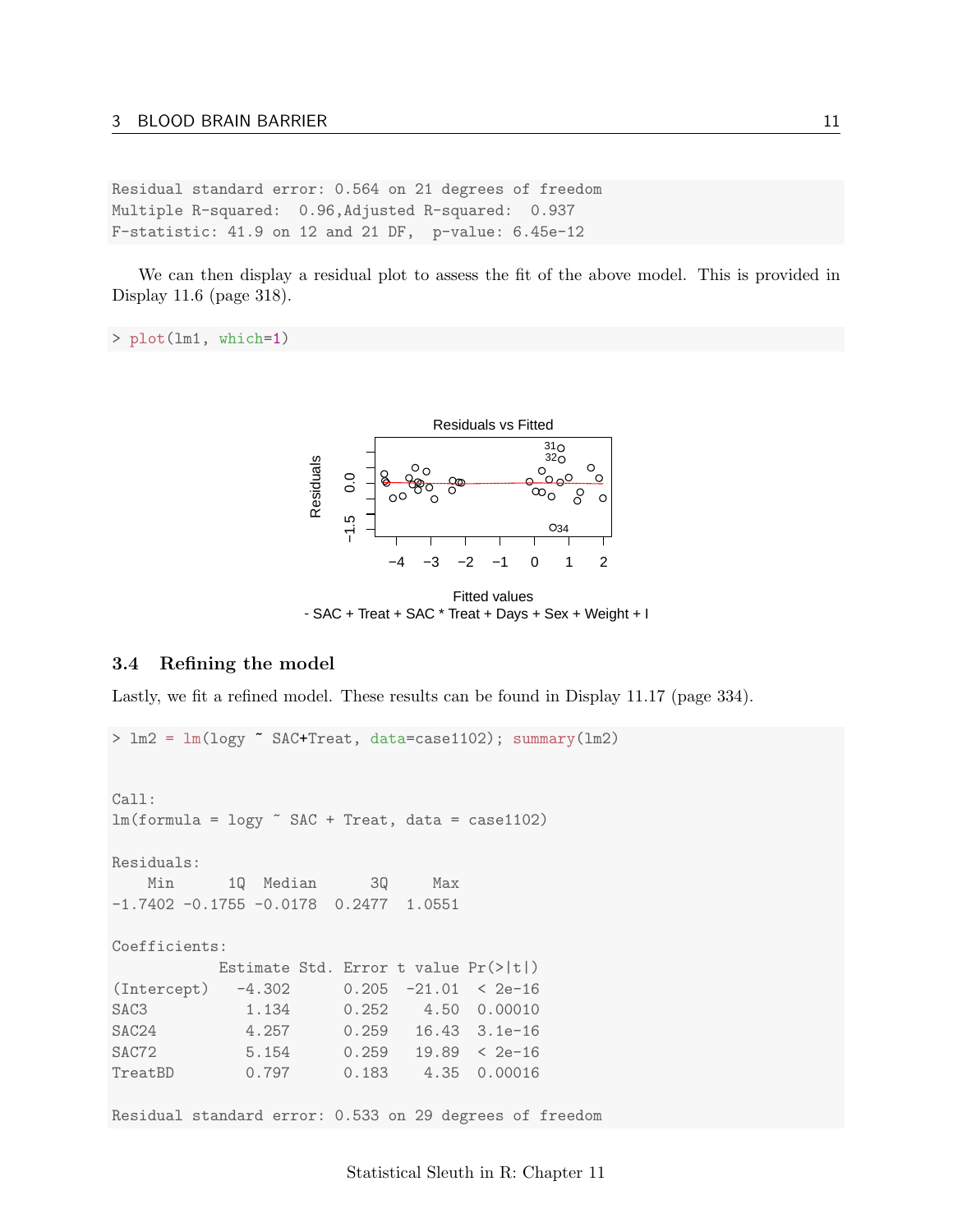```
Residual standard error: 0.564 on 21 degrees of freedom
Multiple R-squared:  0.96,Adjusted R-squared:  0.937
F-statistic: 41.9 on 12 and 21 DF,  p-value: 6.45e-12
```

We can then display a residual plot to assess the fit of the above model. This is provided in Display 11.6 (page 318).

```
> plot(lm1, which=1)
```

## 3.4 Refining the model

Lastly, we fit a refined model. These results can be found in Display 11.17 (page 334).

```
> lm2 = lm(logy ~ SAC+Treat, data=case1102); summary(lm2)


Call:
lm(formula = logy ~ SAC + Treat, data = case1102)

Residuals:
    Min      1Q  Median      3Q     Max 
-1.7402 -0.1755 -0.0178  0.2477  1.0551 

Coefficients:
            Estimate Std. Error t value Pr(>|t|)
(Intercept)   -4.302      0.205  -21.01  < 2e-16
SAC3           1.134      0.252    4.50  0.00010
SAC24          4.257      0.259   16.43  3.1e-16
SAC72          5.154      0.259   19.89  < 2e-16
TreatBD        0.797      0.183    4.35  0.00016

Residual standard error: 0.533 on 29 degrees of freedom
```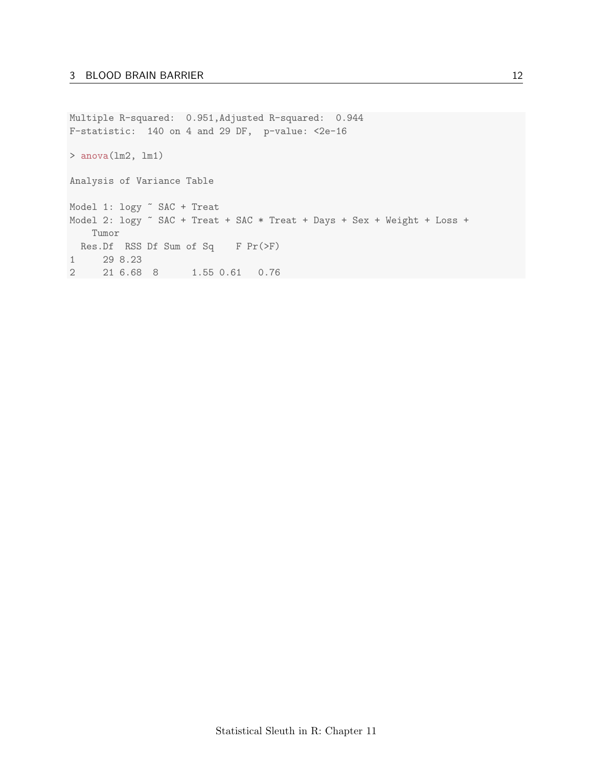```
Multiple R-squared:  0.951,Adjusted R-squared:  0.944
F-statistic:  140 on 4 and 29 DF,  p-value: <2e-16

> anova(lm2, lm1)

Analysis of Variance Table

Model 1: logy ~ SAC + Treat
Model 2: logy ~ SAC + Treat + SAC * Treat + Days + Sex + Weight + Loss +
    Tumor
  Res.Df  RSS Df Sum of Sq    F Pr(>F)
1     29 8.23
2     21 6.68  8      1.55 0.61   0.76
```